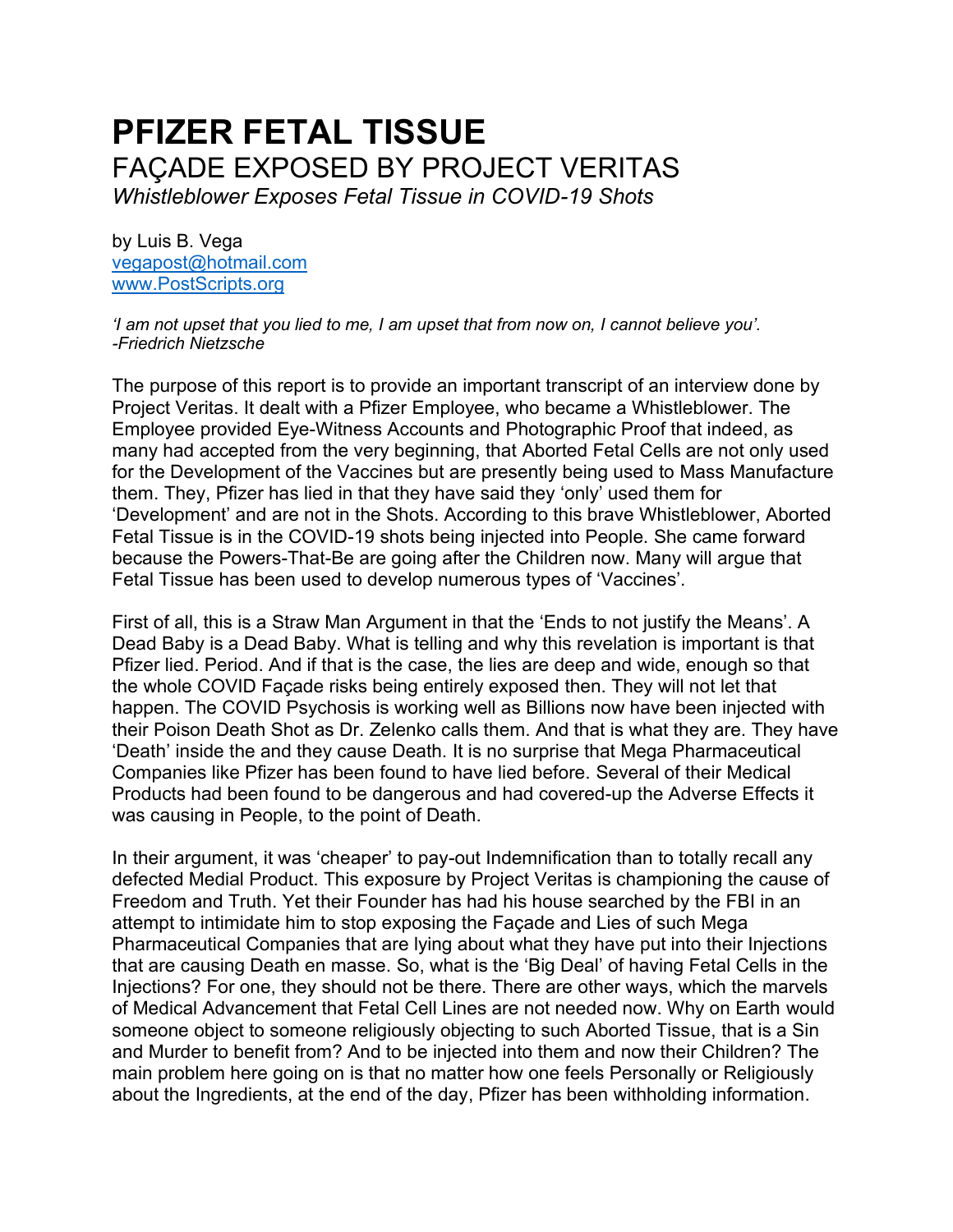# PFIZER FETAL TISSUE

## FAÇADE EXPOSED BY PROJECT VERITAS

*Whistleblower Exposes Fetal Tissue in COVID-19 Shots*

by Luis B. Vega
vegapost@hotmail.com
www.PostScripts.org

*'I am not upset that you lied to me, I am upset that from now on, I cannot believe you'.*
*-Friedrich Nietzsche*

The purpose of this report is to provide an important transcript of an interview done by Project Veritas. It dealt with a Pfizer Employee, who became a Whistleblower. The Employee provided Eye-Witness Accounts and Photographic Proof that indeed, as many had accepted from the very beginning, that Aborted Fetal Cells are not only used for the Development of the Vaccines but are presently being used to Mass Manufacture them. They, Pfizer has lied in that they have said they 'only' used them for 'Development' and are not in the Shots. According to this brave Whistleblower, Aborted Fetal Tissue is in the COVID-19 shots being injected into People. She came forward because the Powers-That-Be are going after the Children now. Many will argue that Fetal Tissue has been used to develop numerous types of 'Vaccines'.

First of all, this is a Straw Man Argument in that the 'Ends to not justify the Means'. A Dead Baby is a Dead Baby. What is telling and why this revelation is important is that Pfizer lied. Period. And if that is the case, the lies are deep and wide, enough so that the whole COVID Façade risks being entirely exposed then. They will not let that happen. The COVID Psychosis is working well as Billions now have been injected with their Poison Death Shot as Dr. Zelenko calls them. And that is what they are. They have 'Death' inside the and they cause Death. It is no surprise that Mega Pharmaceutical Companies like Pfizer has been found to have lied before. Several of their Medical Products had been found to be dangerous and had covered-up the Adverse Effects it was causing in People, to the point of Death.

In their argument, it was 'cheaper' to pay-out Indemnification than to totally recall any defected Medial Product. This exposure by Project Veritas is championing the cause of Freedom and Truth. Yet their Founder has had his house searched by the FBI in an attempt to intimidate him to stop exposing the Façade and Lies of such Mega Pharmaceutical Companies that are lying about what they have put into their Injections that are causing Death en masse. So, what is the 'Big Deal' of having Fetal Cells in the Injections? For one, they should not be there. There are other ways, which the marvels of Medical Advancement that Fetal Cell Lines are not needed now. Why on Earth would someone object to someone religiously objecting to such Aborted Tissue, that is a Sin and Murder to benefit from? And to be injected into them and now their Children? The main problem here going on is that no matter how one feels Personally or Religiously about the Ingredients, at the end of the day, Pfizer has been withholding information.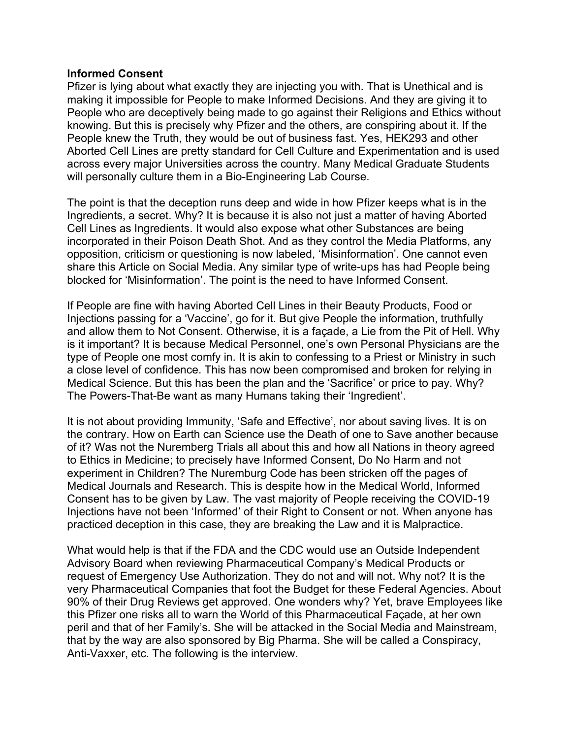**Informed Consent**

Pfizer is lying about what exactly they are injecting you with. That is Unethical and is making it impossible for People to make Informed Decisions. And they are giving it to People who are deceptively being made to go against their Religions and Ethics without knowing. But this is precisely why Pfizer and the others, are conspiring about it. If the People knew the Truth, they would be out of business fast. Yes, HEK293 and other Aborted Cell Lines are pretty standard for Cell Culture and Experimentation and is used across every major Universities across the country. Many Medical Graduate Students will personally culture them in a Bio-Engineering Lab Course.

The point is that the deception runs deep and wide in how Pfizer keeps what is in the Ingredients, a secret. Why? It is because it is also not just a matter of having Aborted Cell Lines as Ingredients. It would also expose what other Substances are being incorporated in their Poison Death Shot. And as they control the Media Platforms, any opposition, criticism or questioning is now labeled, 'Misinformation'. One cannot even share this Article on Social Media. Any similar type of write-ups has had People being blocked for 'Misinformation'. The point is the need to have Informed Consent.

If People are fine with having Aborted Cell Lines in their Beauty Products, Food or Injections passing for a 'Vaccine', go for it. But give People the information, truthfully and allow them to Not Consent. Otherwise, it is a façade, a Lie from the Pit of Hell. Why is it important? It is because Medical Personnel, one's own Personal Physicians are the type of People one most comfy in. It is akin to confessing to a Priest or Ministry in such a close level of confidence. This has now been compromised and broken for relying in Medical Science. But this has been the plan and the 'Sacrifice' or price to pay. Why? The Powers-That-Be want as many Humans taking their 'Ingredient'.

It is not about providing Immunity, 'Safe and Effective', nor about saving lives. It is on the contrary. How on Earth can Science use the Death of one to Save another because of it? Was not the Nuremberg Trials all about this and how all Nations in theory agreed to Ethics in Medicine; to precisely have Informed Consent, Do No Harm and not experiment in Children? The Nuremburg Code has been stricken off the pages of Medical Journals and Research. This is despite how in the Medical World, Informed Consent has to be given by Law. The vast majority of People receiving the COVID-19 Injections have not been 'Informed' of their Right to Consent or not. When anyone has practiced deception in this case, they are breaking the Law and it is Malpractice.

What would help is that if the FDA and the CDC would use an Outside Independent Advisory Board when reviewing Pharmaceutical Company's Medical Products or request of Emergency Use Authorization. They do not and will not. Why not? It is the very Pharmaceutical Companies that foot the Budget for these Federal Agencies. About 90% of their Drug Reviews get approved. One wonders why? Yet, brave Employees like this Pfizer one risks all to warn the World of this Pharmaceutical Façade, at her own peril and that of her Family's. She will be attacked in the Social Media and Mainstream, that by the way are also sponsored by Big Pharma. She will be called a Conspiracy, Anti-Vaxxer, etc. The following is the interview.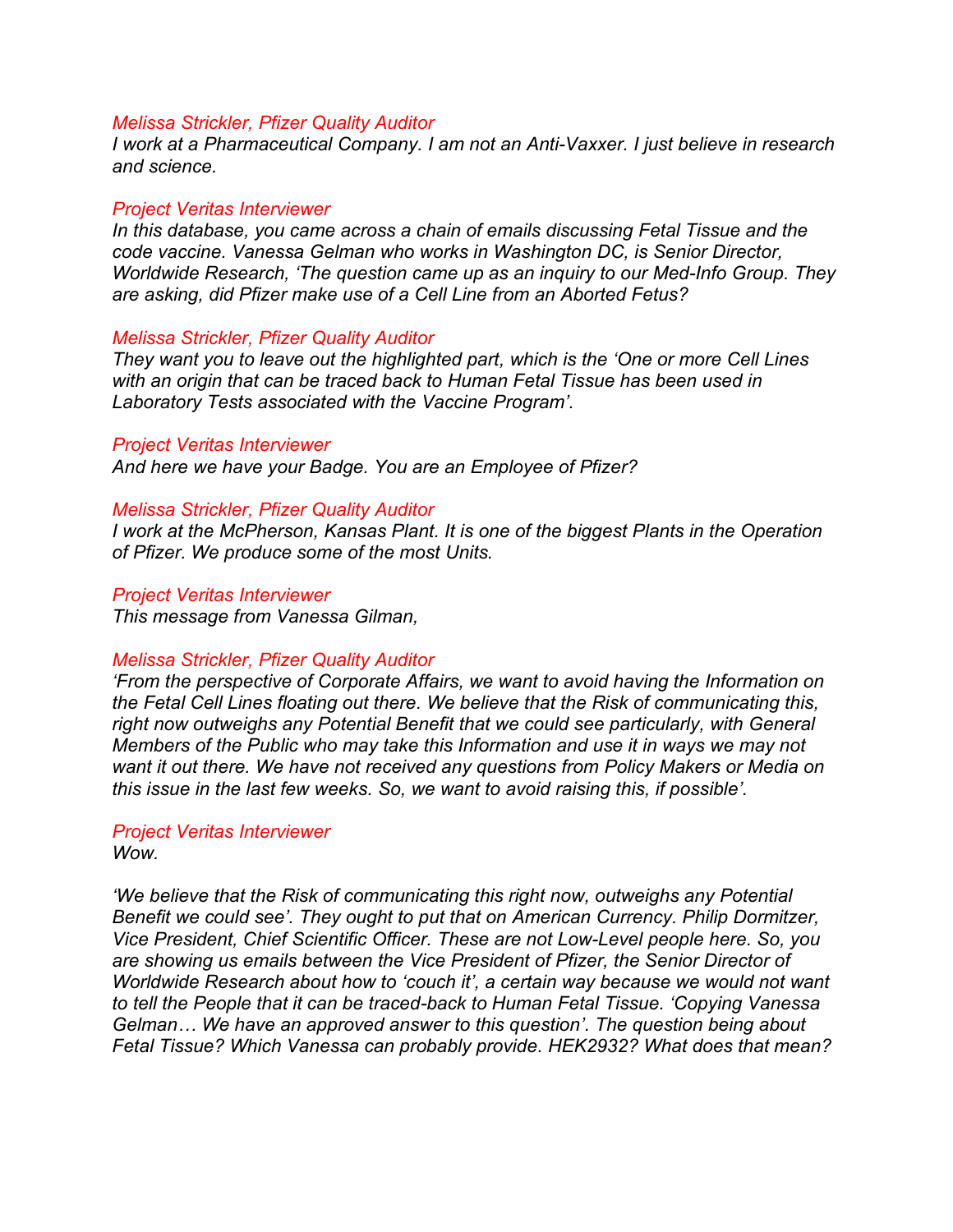*Melissa Strickler, Pfizer Quality Auditor*
*I work at a Pharmaceutical Company. I am not an Anti-Vaxxer. I just believe in research and science.*

*Project Veritas Interviewer*
*In this database, you came across a chain of emails discussing Fetal Tissue and the code vaccine. Vanessa Gelman who works in Washington DC, is Senior Director, Worldwide Research, 'The question came up as an inquiry to our Med-Info Group. They are asking, did Pfizer make use of a Cell Line from an Aborted Fetus?*

*Melissa Strickler, Pfizer Quality Auditor*
*They want you to leave out the highlighted part, which is the 'One or more Cell Lines with an origin that can be traced back to Human Fetal Tissue has been used in Laboratory Tests associated with the Vaccine Program'.*

*Project Veritas Interviewer*
*And here we have your Badge. You are an Employee of Pfizer?*

*Melissa Strickler, Pfizer Quality Auditor*
*I work at the McPherson, Kansas Plant. It is one of the biggest Plants in the Operation of Pfizer. We produce some of the most Units.*

*Project Veritas Interviewer*
*This message from Vanessa Gilman,*

*Melissa Strickler, Pfizer Quality Auditor*
*'From the perspective of Corporate Affairs, we want to avoid having the Information on the Fetal Cell Lines floating out there. We believe that the Risk of communicating this, right now outweighs any Potential Benefit that we could see particularly, with General Members of the Public who may take this Information and use it in ways we may not want it out there. We have not received any questions from Policy Makers or Media on this issue in the last few weeks. So, we want to avoid raising this, if possible'.*

*Project Veritas Interviewer*
*Wow.*

*'We believe that the Risk of communicating this right now, outweighs any Potential Benefit we could see'. They ought to put that on American Currency. Philip Dormitzer, Vice President, Chief Scientific Officer. These are not Low-Level people here. So, you are showing us emails between the Vice President of Pfizer, the Senior Director of Worldwide Research about how to 'couch it', a certain way because we would not want to tell the People that it can be traced-back to Human Fetal Tissue. 'Copying Vanessa Gelman… We have an approved answer to this question'. The question being about Fetal Tissue? Which Vanessa can probably provide. HEK2932? What does that mean?*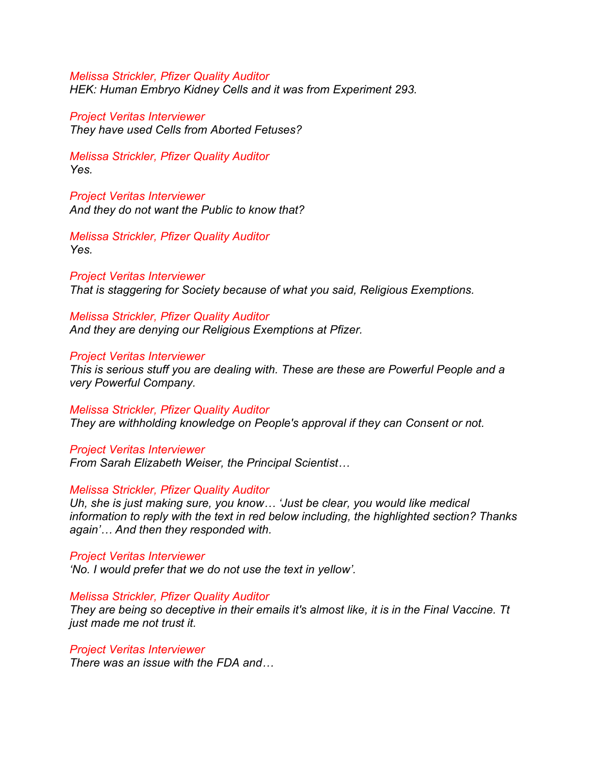*Melissa Strickler, Pfizer Quality Auditor*
*HEK: Human Embryo Kidney Cells and it was from Experiment 293.*

*Project Veritas Interviewer*
*They have used Cells from Aborted Fetuses?*

*Melissa Strickler, Pfizer Quality Auditor*
*Yes.*

*Project Veritas Interviewer*
*And they do not want the Public to know that?*

*Melissa Strickler, Pfizer Quality Auditor*
*Yes.*

*Project Veritas Interviewer*
*That is staggering for Society because of what you said, Religious Exemptions.*

*Melissa Strickler, Pfizer Quality Auditor*
*And they are denying our Religious Exemptions at Pfizer.*

*Project Veritas Interviewer*
*This is serious stuff you are dealing with. These are these are Powerful People and a very Powerful Company.*

*Melissa Strickler, Pfizer Quality Auditor*
*They are withholding knowledge on People's approval if they can Consent or not.*

*Project Veritas Interviewer*
*From Sarah Elizabeth Weiser, the Principal Scientist…*

*Melissa Strickler, Pfizer Quality Auditor*
*Uh, she is just making sure, you know… 'Just be clear, you would like medical information to reply with the text in red below including, the highlighted section? Thanks again'… And then they responded with.*

*Project Veritas Interviewer*
*'No. I would prefer that we do not use the text in yellow'.*

*Melissa Strickler, Pfizer Quality Auditor*
*They are being so deceptive in their emails it's almost like, it is in the Final Vaccine. Tt just made me not trust it.*

*Project Veritas Interviewer*
*There was an issue with the FDA and…*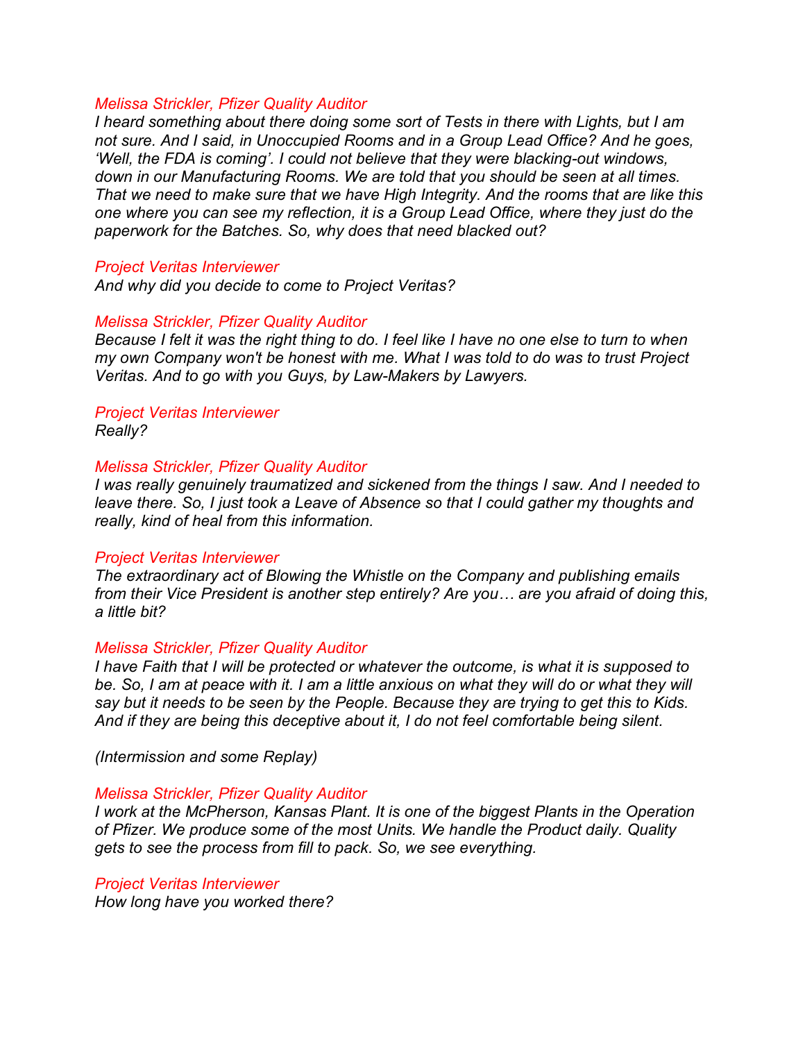*Melissa Strickler, Pfizer Quality Auditor*
*I heard something about there doing some sort of Tests in there with Lights, but I am not sure. And I said, in Unoccupied Rooms and in a Group Lead Office? And he goes, 'Well, the FDA is coming'. I could not believe that they were blacking-out windows, down in our Manufacturing Rooms. We are told that you should be seen at all times. That we need to make sure that we have High Integrity. And the rooms that are like this one where you can see my reflection, it is a Group Lead Office, where they just do the paperwork for the Batches. So, why does that need blacked out?*

*Project Veritas Interviewer*
*And why did you decide to come to Project Veritas?*

*Melissa Strickler, Pfizer Quality Auditor*
*Because I felt it was the right thing to do. I feel like I have no one else to turn to when my own Company won't be honest with me. What I was told to do was to trust Project Veritas. And to go with you Guys, by Law-Makers by Lawyers.*

*Project Veritas Interviewer*
*Really?*

*Melissa Strickler, Pfizer Quality Auditor*
*I was really genuinely traumatized and sickened from the things I saw. And I needed to leave there. So, I just took a Leave of Absence so that I could gather my thoughts and really, kind of heal from this information.*

*Project Veritas Interviewer*
*The extraordinary act of Blowing the Whistle on the Company and publishing emails from their Vice President is another step entirely? Are you… are you afraid of doing this, a little bit?*

*Melissa Strickler, Pfizer Quality Auditor*
*I have Faith that I will be protected or whatever the outcome, is what it is supposed to be. So, I am at peace with it. I am a little anxious on what they will do or what they will say but it needs to be seen by the People. Because they are trying to get this to Kids. And if they are being this deceptive about it, I do not feel comfortable being silent.*

*(Intermission and some Replay)*

*Melissa Strickler, Pfizer Quality Auditor*
*I work at the McPherson, Kansas Plant. It is one of the biggest Plants in the Operation of Pfizer. We produce some of the most Units. We handle the Product daily. Quality gets to see the process from fill to pack. So, we see everything.*

*Project Veritas Interviewer*
*How long have you worked there?*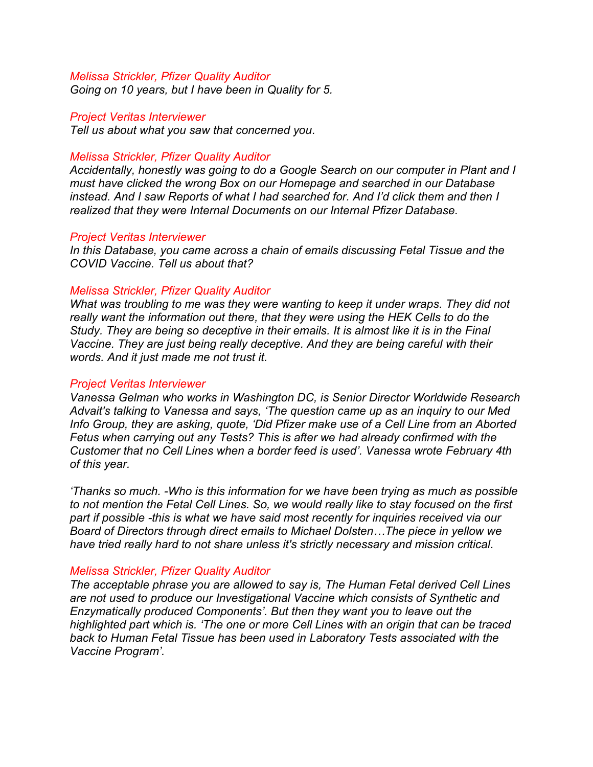*Melissa Strickler, Pfizer Quality Auditor*
*Going on 10 years, but I have been in Quality for 5.*

*Project Veritas Interviewer*
*Tell us about what you saw that concerned you.*

*Melissa Strickler, Pfizer Quality Auditor*
*Accidentally, honestly was going to do a Google Search on our computer in Plant and I must have clicked the wrong Box on our Homepage and searched in our Database instead. And I saw Reports of what I had searched for. And I'd click them and then I realized that they were Internal Documents on our Internal Pfizer Database.*

*Project Veritas Interviewer*
*In this Database, you came across a chain of emails discussing Fetal Tissue and the COVID Vaccine. Tell us about that?*

*Melissa Strickler, Pfizer Quality Auditor*
*What was troubling to me was they were wanting to keep it under wraps. They did not really want the information out there, that they were using the HEK Cells to do the Study. They are being so deceptive in their emails. It is almost like it is in the Final Vaccine. They are just being really deceptive. And they are being careful with their words. And it just made me not trust it.*

*Project Veritas Interviewer*
*Vanessa Gelman who works in Washington DC, is Senior Director Worldwide Research Advait's talking to Vanessa and says, 'The question came up as an inquiry to our Med Info Group, they are asking, quote, 'Did Pfizer make use of a Cell Line from an Aborted Fetus when carrying out any Tests? This is after we had already confirmed with the Customer that no Cell Lines when a border feed is used'. Vanessa wrote February 4th of this year.*

*'Thanks so much. -Who is this information for we have been trying as much as possible to not mention the Fetal Cell Lines. So, we would really like to stay focused on the first part if possible -this is what we have said most recently for inquiries received via our Board of Directors through direct emails to Michael Dolsten…The piece in yellow we have tried really hard to not share unless it's strictly necessary and mission critical.*

*Melissa Strickler, Pfizer Quality Auditor*
*The acceptable phrase you are allowed to say is, The Human Fetal derived Cell Lines are not used to produce our Investigational Vaccine which consists of Synthetic and Enzymatically produced Components'. But then they want you to leave out the highlighted part which is. 'The one or more Cell Lines with an origin that can be traced back to Human Fetal Tissue has been used in Laboratory Tests associated with the Vaccine Program'.*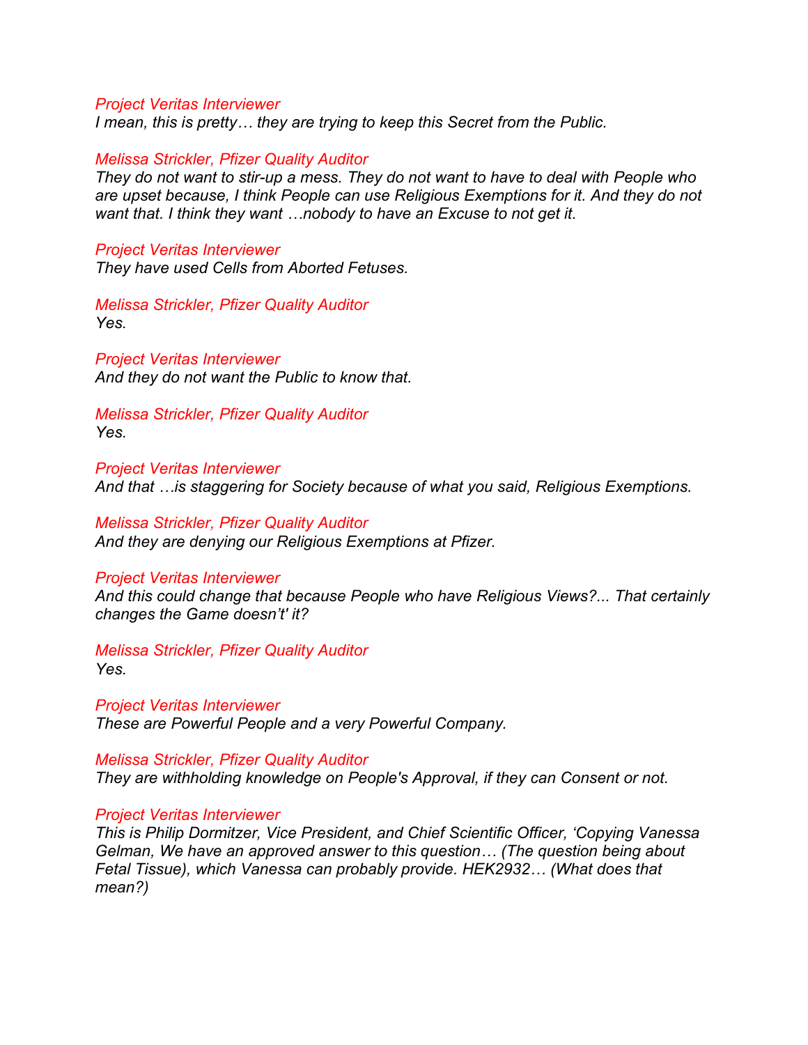*Project Veritas Interviewer*
*I mean, this is pretty… they are trying to keep this Secret from the Public.*

*Melissa Strickler, Pfizer Quality Auditor*
*They do not want to stir-up a mess. They do not want to have to deal with People who are upset because, I think People can use Religious Exemptions for it. And they do not want that. I think they want …nobody to have an Excuse to not get it.*

*Project Veritas Interviewer*
*They have used Cells from Aborted Fetuses.*

*Melissa Strickler, Pfizer Quality Auditor*
*Yes.*

*Project Veritas Interviewer*
*And they do not want the Public to know that.*

*Melissa Strickler, Pfizer Quality Auditor*
*Yes.*

*Project Veritas Interviewer*
*And that …is staggering for Society because of what you said, Religious Exemptions.*

*Melissa Strickler, Pfizer Quality Auditor*
*And they are denying our Religious Exemptions at Pfizer.*

*Project Veritas Interviewer*
*And this could change that because People who have Religious Views?... That certainly changes the Game doesn't' it?*

*Melissa Strickler, Pfizer Quality Auditor*
*Yes.*

*Project Veritas Interviewer*
*These are Powerful People and a very Powerful Company.*

*Melissa Strickler, Pfizer Quality Auditor*
*They are withholding knowledge on People's Approval, if they can Consent or not.*

*Project Veritas Interviewer*
*This is Philip Dormitzer, Vice President, and Chief Scientific Officer, 'Copying Vanessa Gelman, We have an approved answer to this question… (The question being about Fetal Tissue), which Vanessa can probably provide. HEK2932… (What does that mean?)*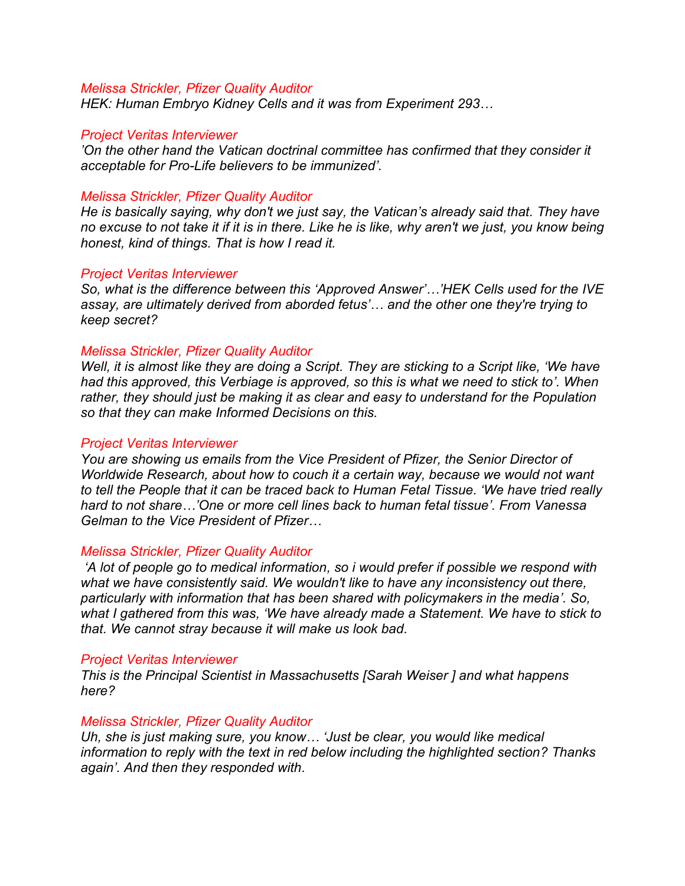*Melissa Strickler, Pfizer Quality Auditor*
*HEK: Human Embryo Kidney Cells and it was from Experiment 293…*

*Project Veritas Interviewer*
*'On the other hand the Vatican doctrinal committee has confirmed that they consider it acceptable for Pro-Life believers to be immunized'.*

*Melissa Strickler, Pfizer Quality Auditor*
*He is basically saying, why don't we just say, the Vatican's already said that. They have no excuse to not take it if it is in there. Like he is like, why aren't we just, you know being honest, kind of things. That is how I read it.*

*Project Veritas Interviewer*
*So, what is the difference between this 'Approved Answer'…'HEK Cells used for the IVE assay, are ultimately derived from aborded fetus'… and the other one they're trying to keep secret?*

*Melissa Strickler, Pfizer Quality Auditor*
*Well, it is almost like they are doing a Script. They are sticking to a Script like, 'We have had this approved, this Verbiage is approved, so this is what we need to stick to'. When rather, they should just be making it as clear and easy to understand for the Population so that they can make Informed Decisions on this.*

*Project Veritas Interviewer*
*You are showing us emails from the Vice President of Pfizer, the Senior Director of Worldwide Research, about how to couch it a certain way, because we would not want to tell the People that it can be traced back to Human Fetal Tissue. 'We have tried really hard to not share…'One or more cell lines back to human fetal tissue'. From Vanessa Gelman to the Vice President of Pfizer…*

*Melissa Strickler, Pfizer Quality Auditor*
*'A lot of people go to medical information, so i would prefer if possible we respond with what we have consistently said. We wouldn't like to have any inconsistency out there, particularly with information that has been shared with policymakers in the media'. So, what I gathered from this was, 'We have already made a Statement. We have to stick to that. We cannot stray because it will make us look bad.*

*Project Veritas Interviewer*
*This is the Principal Scientist in Massachusetts [Sarah Weiser ] and what happens here?*

*Melissa Strickler, Pfizer Quality Auditor*
*Uh, she is just making sure, you know… 'Just be clear, you would like medical information to reply with the text in red below including the highlighted section? Thanks again'. And then they responded with.*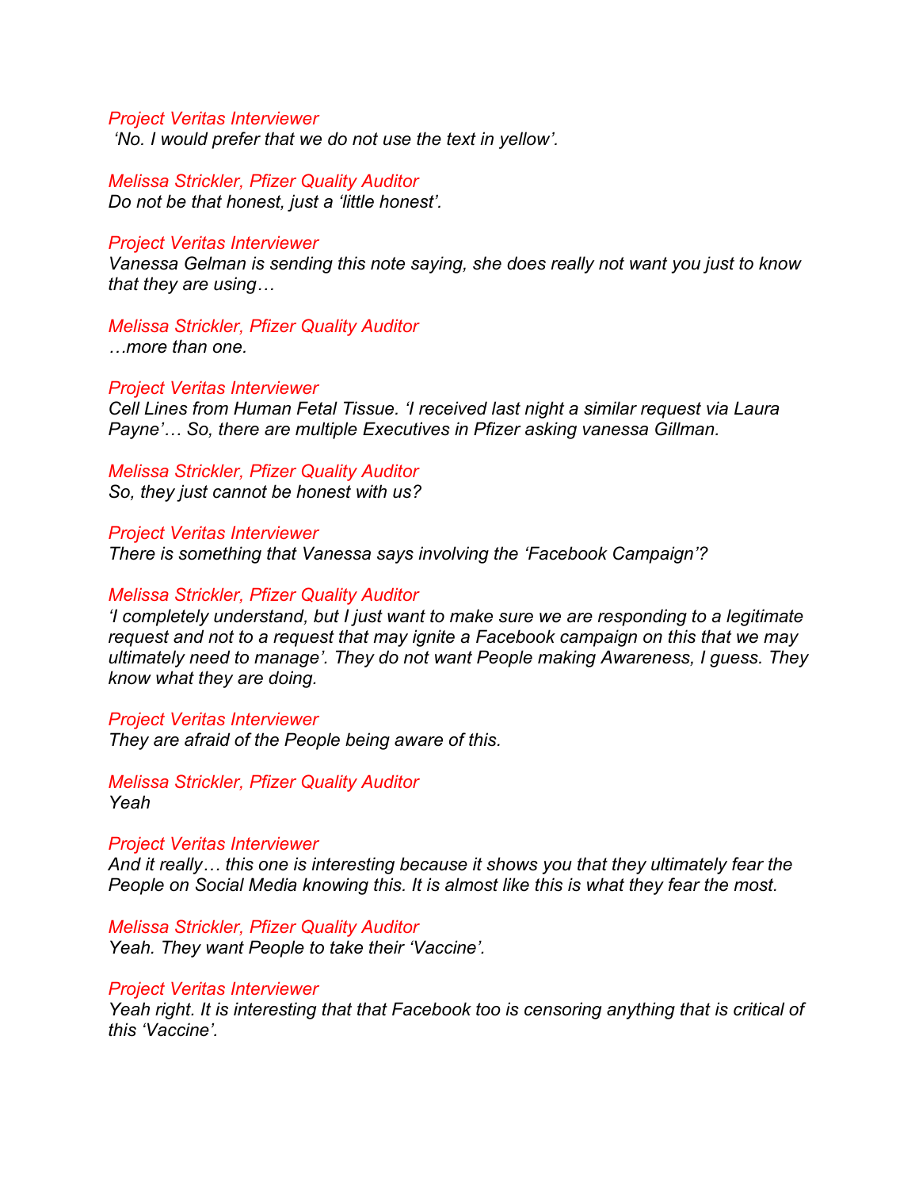*Project Veritas Interviewer*
*'No. I would prefer that we do not use the text in yellow'.*

*Melissa Strickler, Pfizer Quality Auditor*
*Do not be that honest, just a 'little honest'.*

*Project Veritas Interviewer*
*Vanessa Gelman is sending this note saying, she does really not want you just to know that they are using…*

*Melissa Strickler, Pfizer Quality Auditor*
*…more than one.*

*Project Veritas Interviewer*
*Cell Lines from Human Fetal Tissue. 'I received last night a similar request via Laura Payne'… So, there are multiple Executives in Pfizer asking vanessa Gillman.*

*Melissa Strickler, Pfizer Quality Auditor*
*So, they just cannot be honest with us?*

*Project Veritas Interviewer*
*There is something that Vanessa says involving the 'Facebook Campaign'?*

*Melissa Strickler, Pfizer Quality Auditor*
*'I completely understand, but I just want to make sure we are responding to a legitimate request and not to a request that may ignite a Facebook campaign on this that we may ultimately need to manage'. They do not want People making Awareness, I guess. They know what they are doing.*

*Project Veritas Interviewer*
*They are afraid of the People being aware of this.*

*Melissa Strickler, Pfizer Quality Auditor*
*Yeah*

*Project Veritas Interviewer*
*And it really… this one is interesting because it shows you that they ultimately fear the People on Social Media knowing this. It is almost like this is what they fear the most.*

*Melissa Strickler, Pfizer Quality Auditor*
*Yeah. They want People to take their 'Vaccine'.*

*Project Veritas Interviewer*
*Yeah right. It is interesting that that Facebook too is censoring anything that is critical of this 'Vaccine'.*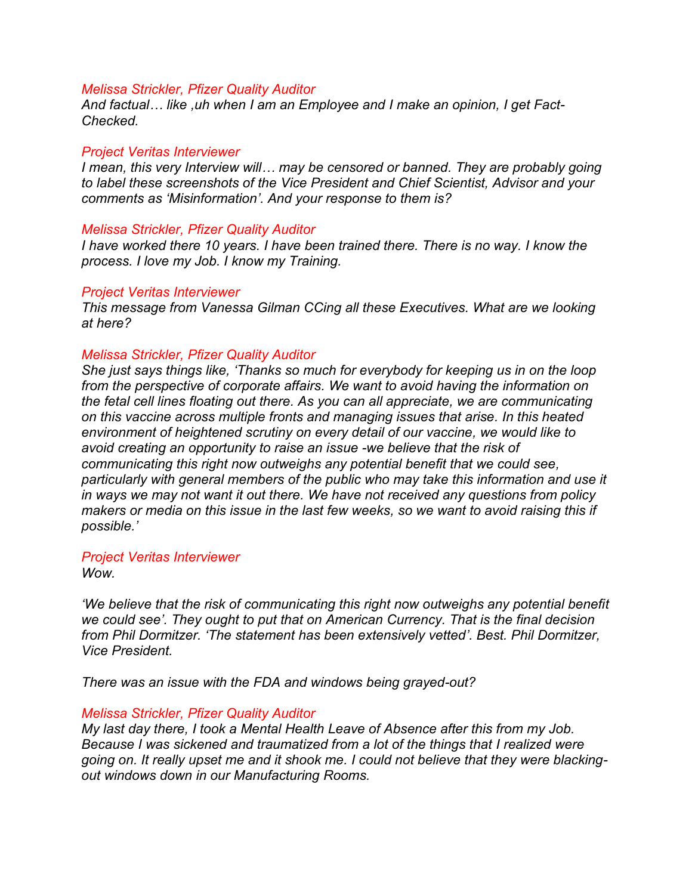*Melissa Strickler, Pfizer Quality Auditor*
*And factual… like ,uh when I am an Employee and I make an opinion, I get Fact-Checked.*

*Project Veritas Interviewer*
*I mean, this very Interview will… may be censored or banned. They are probably going to label these screenshots of the Vice President and Chief Scientist, Advisor and your comments as 'Misinformation'. And your response to them is?*

*Melissa Strickler, Pfizer Quality Auditor*
*I have worked there 10 years. I have been trained there. There is no way. I know the process. I love my Job. I know my Training.*

*Project Veritas Interviewer*
*This message from Vanessa Gilman CCing all these Executives. What are we looking at here?*

*Melissa Strickler, Pfizer Quality Auditor*
*She just says things like, 'Thanks so much for everybody for keeping us in on the loop from the perspective of corporate affairs. We want to avoid having the information on the fetal cell lines floating out there. As you can all appreciate, we are communicating on this vaccine across multiple fronts and managing issues that arise. In this heated environment of heightened scrutiny on every detail of our vaccine, we would like to avoid creating an opportunity to raise an issue -we believe that the risk of communicating this right now outweighs any potential benefit that we could see, particularly with general members of the public who may take this information and use it in ways we may not want it out there. We have not received any questions from policy makers or media on this issue in the last few weeks, so we want to avoid raising this if possible.'*

*Project Veritas Interviewer*
*Wow.*

*'We believe that the risk of communicating this right now outweighs any potential benefit we could see'. They ought to put that on American Currency. That is the final decision from Phil Dormitzer. 'The statement has been extensively vetted'. Best. Phil Dormitzer, Vice President.*

*There was an issue with the FDA and windows being grayed-out?*

*Melissa Strickler, Pfizer Quality Auditor*
*My last day there, I took a Mental Health Leave of Absence after this from my Job. Because I was sickened and traumatized from a lot of the things that I realized were going on. It really upset me and it shook me. I could not believe that they were blacking-out windows down in our Manufacturing Rooms.*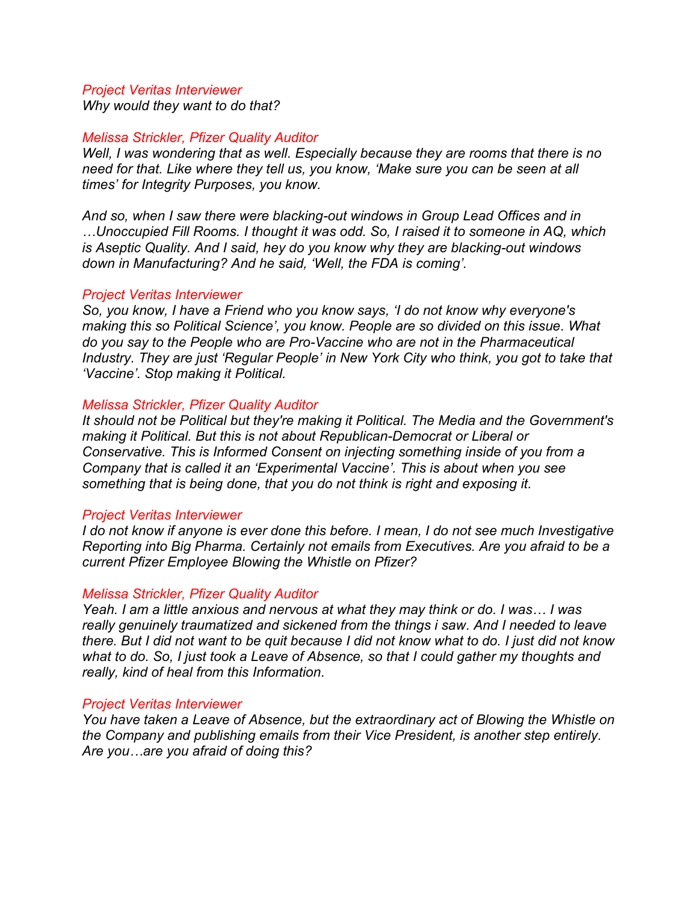*Project Veritas Interviewer*
*Why would they want to do that?*

*Melissa Strickler, Pfizer Quality Auditor*
*Well, I was wondering that as well. Especially because they are rooms that there is no need for that. Like where they tell us, you know, 'Make sure you can be seen at all times' for Integrity Purposes, you know.*

*And so, when I saw there were blacking-out windows in Group Lead Offices and in …Unoccupied Fill Rooms. I thought it was odd. So, I raised it to someone in AQ, which is Aseptic Quality. And I said, hey do you know why they are blacking-out windows down in Manufacturing? And he said, 'Well, the FDA is coming'.*

*Project Veritas Interviewer*
*So, you know, I have a Friend who you know says, 'I do not know why everyone's making this so Political Science', you know. People are so divided on this issue. What do you say to the People who are Pro-Vaccine who are not in the Pharmaceutical Industry. They are just 'Regular People' in New York City who think, you got to take that 'Vaccine'. Stop making it Political.*

*Melissa Strickler, Pfizer Quality Auditor*
*It should not be Political but they're making it Political. The Media and the Government's making it Political. But this is not about Republican-Democrat or Liberal or Conservative. This is Informed Consent on injecting something inside of you from a Company that is called it an 'Experimental Vaccine'. This is about when you see something that is being done, that you do not think is right and exposing it.*

*Project Veritas Interviewer*
*I do not know if anyone is ever done this before. I mean, I do not see much Investigative Reporting into Big Pharma. Certainly not emails from Executives. Are you afraid to be a current Pfizer Employee Blowing the Whistle on Pfizer?*

*Melissa Strickler, Pfizer Quality Auditor*
*Yeah. I am a little anxious and nervous at what they may think or do. I was… I was really genuinely traumatized and sickened from the things i saw. And I needed to leave there. But I did not want to be quit because I did not know what to do. I just did not know what to do. So, I just took a Leave of Absence, so that I could gather my thoughts and really, kind of heal from this Information.*

*Project Veritas Interviewer*
*You have taken a Leave of Absence, but the extraordinary act of Blowing the Whistle on the Company and publishing emails from their Vice President, is another step entirely. Are you…are you afraid of doing this?*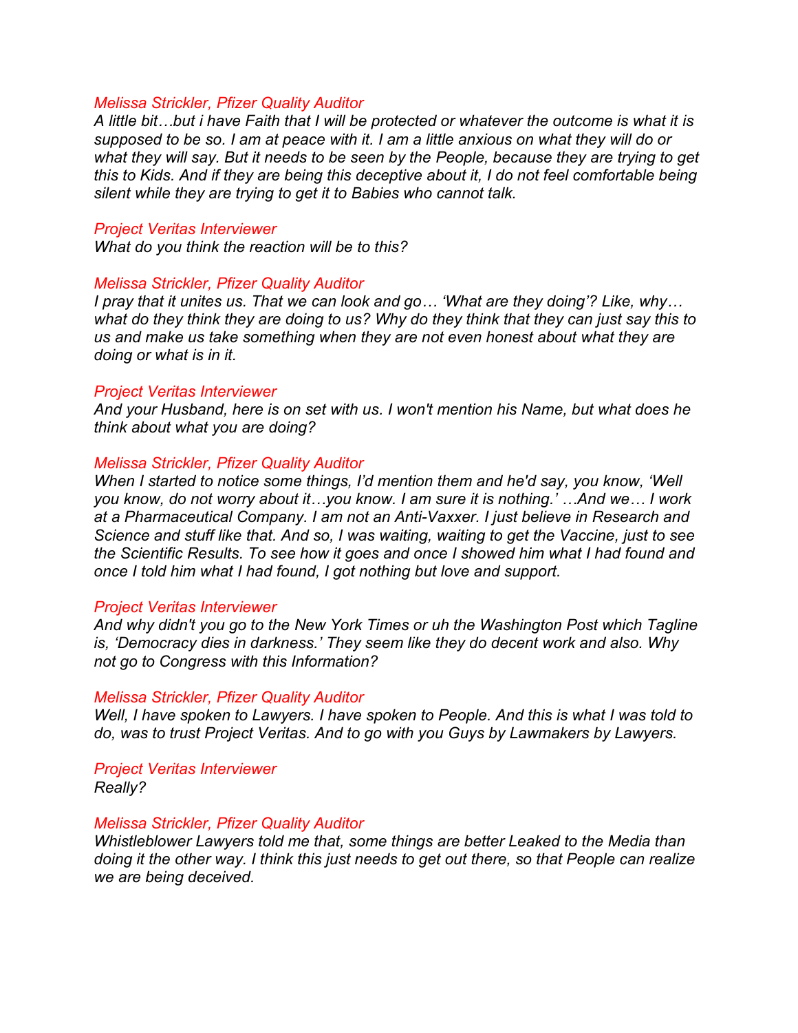*Melissa Strickler, Pfizer Quality Auditor*
*A little bit…but i have Faith that I will be protected or whatever the outcome is what it is supposed to be so. I am at peace with it. I am a little anxious on what they will do or what they will say. But it needs to be seen by the People, because they are trying to get this to Kids. And if they are being this deceptive about it, I do not feel comfortable being silent while they are trying to get it to Babies who cannot talk.*

*Project Veritas Interviewer*
*What do you think the reaction will be to this?*

*Melissa Strickler, Pfizer Quality Auditor*
*I pray that it unites us. That we can look and go… 'What are they doing'? Like, why… what do they think they are doing to us? Why do they think that they can just say this to us and make us take something when they are not even honest about what they are doing or what is in it.*

*Project Veritas Interviewer*
*And your Husband, here is on set with us. I won't mention his Name, but what does he think about what you are doing?*

*Melissa Strickler, Pfizer Quality Auditor*
*When I started to notice some things, I'd mention them and he'd say, you know, 'Well you know, do not worry about it…you know. I am sure it is nothing.' …And we… I work at a Pharmaceutical Company. I am not an Anti-Vaxxer. I just believe in Research and Science and stuff like that. And so, I was waiting, waiting to get the Vaccine, just to see the Scientific Results. To see how it goes and once I showed him what I had found and once I told him what I had found, I got nothing but love and support.*

*Project Veritas Interviewer*
*And why didn't you go to the New York Times or uh the Washington Post which Tagline is, 'Democracy dies in darkness.' They seem like they do decent work and also. Why not go to Congress with this Information?*

*Melissa Strickler, Pfizer Quality Auditor*
*Well, I have spoken to Lawyers. I have spoken to People. And this is what I was told to do, was to trust Project Veritas. And to go with you Guys by Lawmakers by Lawyers.*

*Project Veritas Interviewer*
*Really?*

*Melissa Strickler, Pfizer Quality Auditor*
*Whistleblower Lawyers told me that, some things are better Leaked to the Media than doing it the other way. I think this just needs to get out there, so that People can realize we are being deceived.*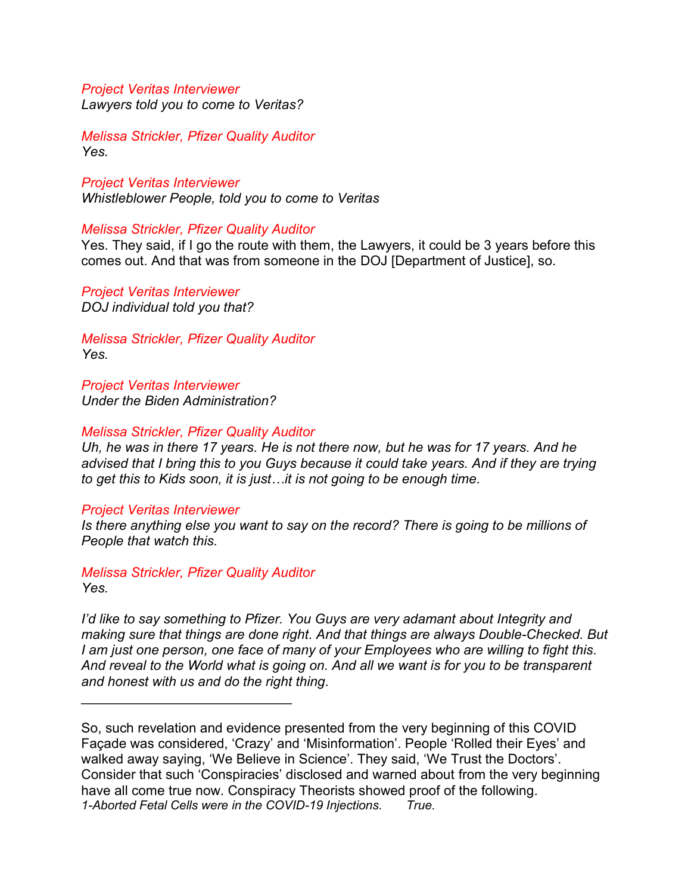*Project Veritas Interviewer*
*Lawyers told you to come to Veritas?*

*Melissa Strickler, Pfizer Quality Auditor*
*Yes.*

*Project Veritas Interviewer*
*Whistleblower People, told you to come to Veritas*

*Melissa Strickler, Pfizer Quality Auditor*
Yes. They said, if I go the route with them, the Lawyers, it could be 3 years before this comes out. And that was from someone in the DOJ [Department of Justice], so.

*Project Veritas Interviewer*
*DOJ individual told you that?*

*Melissa Strickler, Pfizer Quality Auditor*
*Yes.*

*Project Veritas Interviewer*
*Under the Biden Administration?*

*Melissa Strickler, Pfizer Quality Auditor*
*Uh, he was in there 17 years. He is not there now, but he was for 17 years. And he advised that I bring this to you Guys because it could take years. And if they are trying to get this to Kids soon, it is just…it is not going to be enough time.*

*Project Veritas Interviewer*
*Is there anything else you want to say on the record? There is going to be millions of People that watch this.*

*Melissa Strickler, Pfizer Quality Auditor*
*Yes.*

*I'd like to say something to Pfizer. You Guys are very adamant about Integrity and making sure that things are done right. And that things are always Double-Checked. But I am just one person, one face of many of your Employees who are willing to fight this. And reveal to the World what is going on. And all we want is for you to be transparent and honest with us and do the right thing.*

---

So, such revelation and evidence presented from the very beginning of this COVID Façade was considered, 'Crazy' and 'Misinformation'. People 'Rolled their Eyes' and walked away saying, 'We Believe in Science'. They said, 'We Trust the Doctors'. Consider that such 'Conspiracies' disclosed and warned about from the very beginning have all come true now. Conspiracy Theorists showed proof of the following.

*1-Aborted Fetal Cells were in the COVID-19 Injections. True.*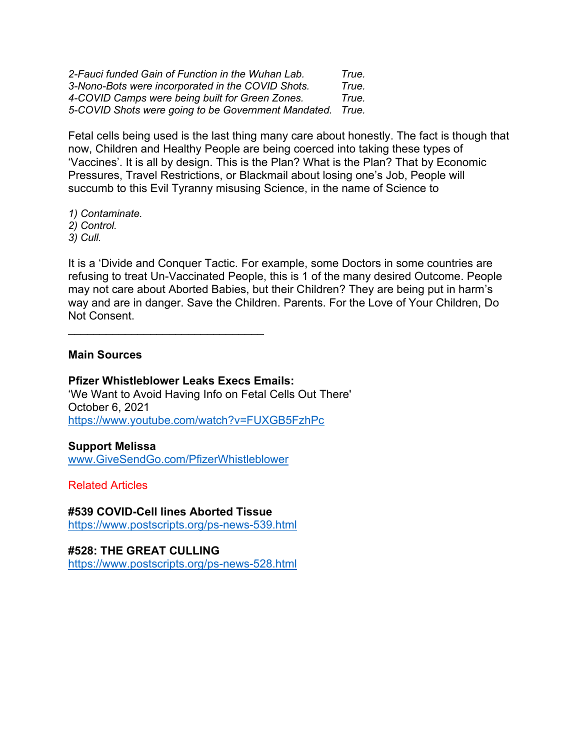*2-Fauci funded Gain of Function in the Wuhan Lab.* *True.*
*3-Nono-Bots were incorporated in the COVID Shots.* *True.*
*4-COVID Camps were being built for Green Zones.* *True.*
*5-COVID Shots were going to be Government Mandated.* *True.*

Fetal cells being used is the last thing many care about honestly. The fact is though that now, Children and Healthy People are being coerced into taking these types of 'Vaccines'. It is all by design. This is the Plan? What is the Plan? That by Economic Pressures, Travel Restrictions, or Blackmail about losing one's Job, People will succumb to this Evil Tyranny misusing Science, in the name of Science to

*1) Contaminate.*
*2) Control.*
*3) Cull.*

It is a 'Divide and Conquer Tactic. For example, some Doctors in some countries are refusing to treat Un-Vaccinated People, this is 1 of the many desired Outcome. People may not care about Aborted Babies, but their Children? They are being put in harm's way and are in danger. Save the Children. Parents. For the Love of Your Children, Do Not Consent.

________________________________

**Main Sources**

**Pfizer Whistleblower Leaks Execs Emails:**
'We Want to Avoid Having Info on Fetal Cells Out There'
October 6, 2021
https://www.youtube.com/watch?v=FUXGB5FzhPc

**Support Melissa**
www.GiveSendGo.com/PfizerWhistleblower

Related Articles

**#539 COVID-Cell lines Aborted Tissue**
https://www.postscripts.org/ps-news-539.html

**#528: THE GREAT CULLING**
https://www.postscripts.org/ps-news-528.html